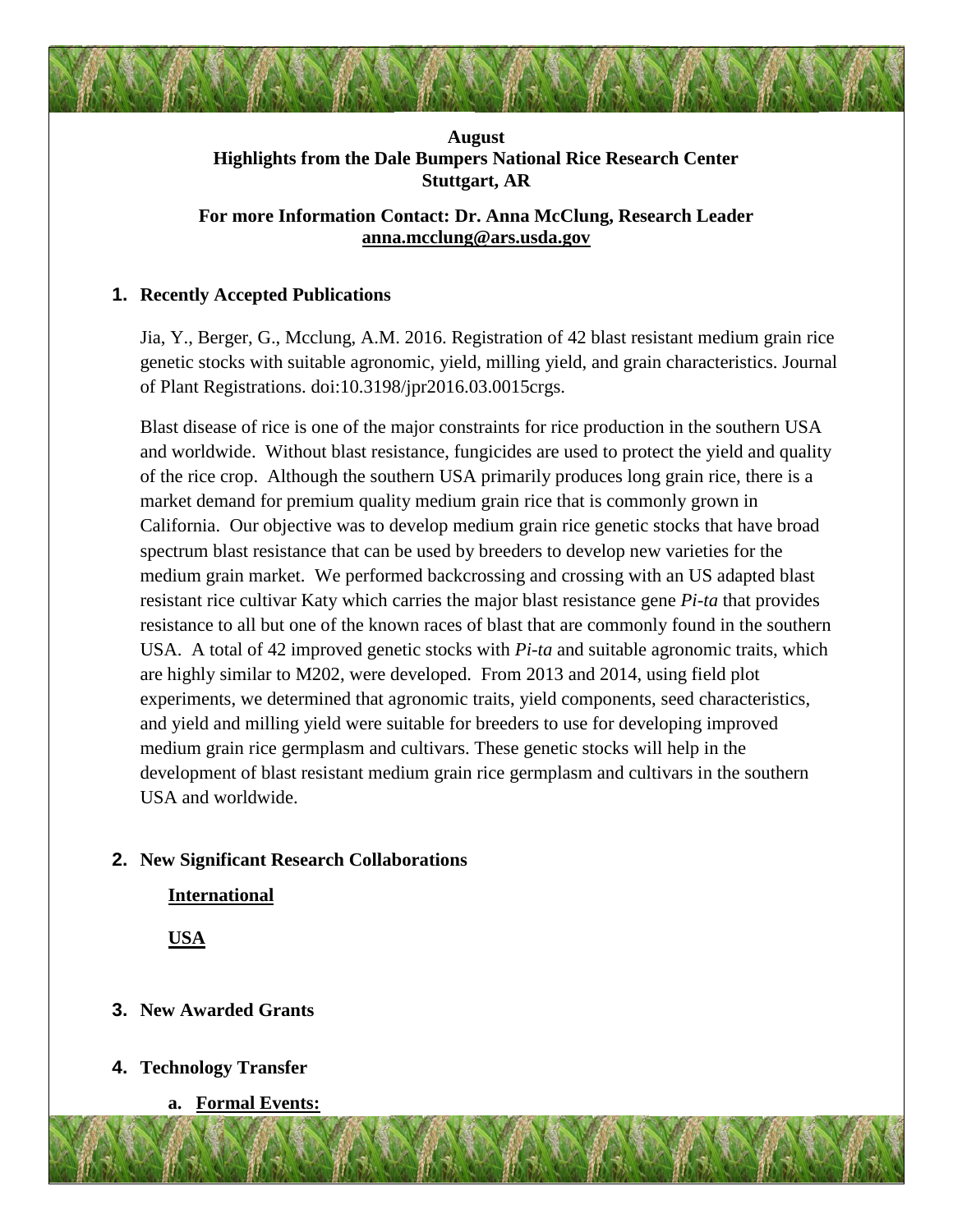**August**
**Highlights from the Dale Bumpers National Rice Research Center**
**Stuttgart, AR**

**For more Information Contact: Dr. Anna McClung, Research Leader**
**anna.mcclung@ars.usda.gov**

## 1. Recently Accepted Publications

Jia, Y., Berger, G., Mcclung, A.M. 2016. Registration of 42 blast resistant medium grain rice genetic stocks with suitable agronomic, yield, milling yield, and grain characteristics. Journal of Plant Registrations. doi:10.3198/jpr2016.03.0015crgs.

Blast disease of rice is one of the major constraints for rice production in the southern USA and worldwide. Without blast resistance, fungicides are used to protect the yield and quality of the rice crop. Although the southern USA primarily produces long grain rice, there is a market demand for premium quality medium grain rice that is commonly grown in California. Our objective was to develop medium grain rice genetic stocks that have broad spectrum blast resistance that can be used by breeders to develop new varieties for the medium grain market. We performed backcrossing and crossing with an US adapted blast resistant rice cultivar Katy which carries the major blast resistance gene *Pi-ta* that provides resistance to all but one of the known races of blast that are commonly found in the southern USA. A total of 42 improved genetic stocks with *Pi-ta* and suitable agronomic traits, which are highly similar to M202, were developed. From 2013 and 2014, using field plot experiments, we determined that agronomic traits, yield components, seed characteristics, and yield and milling yield were suitable for breeders to use for developing improved medium grain rice germplasm and cultivars. These genetic stocks will help in the development of blast resistant medium grain rice germplasm and cultivars in the southern USA and worldwide.

## 2. New Significant Research Collaborations

**International**

**USA**

## 3. New Awarded Grants

## 4. Technology Transfer

### a. Formal Events: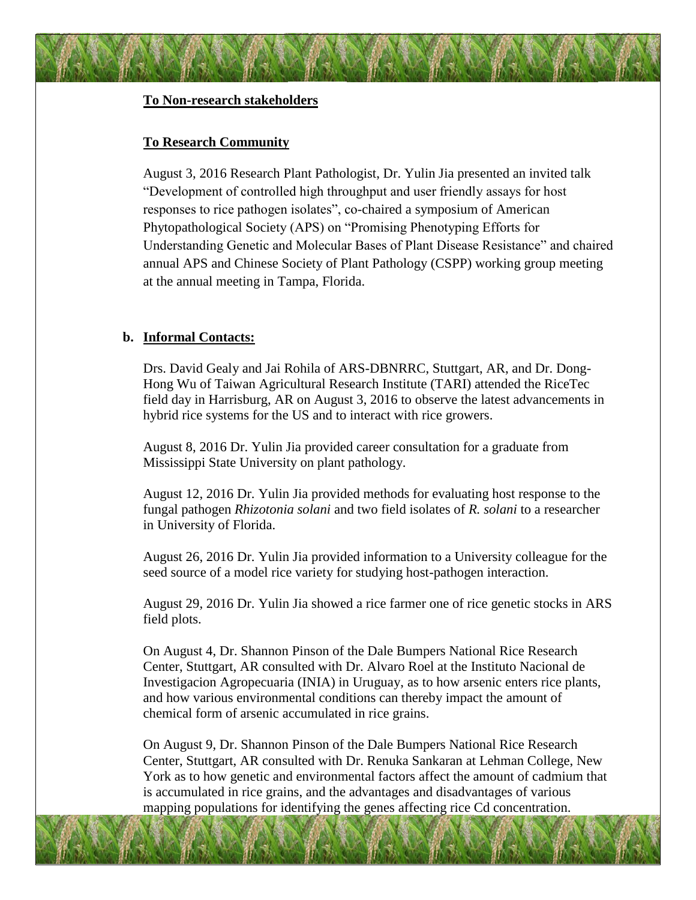**To Non-research stakeholders**

**To Research Community**

August 3, 2016 Research Plant Pathologist, Dr. Yulin Jia presented an invited talk “Development of controlled high throughput and user friendly assays for host responses to rice pathogen isolates”, co-chaired a symposium of American Phytopathological Society (APS) on “Promising Phenotyping Efforts for Understanding Genetic and Molecular Bases of Plant Disease Resistance” and chaired annual APS and Chinese Society of Plant Pathology (CSPP) working group meeting at the annual meeting in Tampa, Florida.

**b. Informal Contacts:**

Drs. David Gealy and Jai Rohila of ARS-DBNRRC, Stuttgart, AR, and Dr. Dong-Hong Wu of Taiwan Agricultural Research Institute (TARI) attended the RiceTec field day in Harrisburg, AR on August 3, 2016 to observe the latest advancements in hybrid rice systems for the US and to interact with rice growers.

August 8, 2016 Dr. Yulin Jia provided career consultation for a graduate from Mississippi State University on plant pathology.

August 12, 2016 Dr. Yulin Jia provided methods for evaluating host response to the fungal pathogen *Rhizotonia solani* and two field isolates of *R. solani* to a researcher in University of Florida.

August 26, 2016 Dr. Yulin Jia provided information to a University colleague for the seed source of a model rice variety for studying host-pathogen interaction.

August 29, 2016 Dr. Yulin Jia showed a rice farmer one of rice genetic stocks in ARS field plots.

On August 4, Dr. Shannon Pinson of the Dale Bumpers National Rice Research Center, Stuttgart, AR consulted with Dr. Alvaro Roel at the Instituto Nacional de Investigacion Agropecuaria (INIA) in Uruguay, as to how arsenic enters rice plants, and how various environmental conditions can thereby impact the amount of chemical form of arsenic accumulated in rice grains.

On August 9, Dr. Shannon Pinson of the Dale Bumpers National Rice Research Center, Stuttgart, AR consulted with Dr. Renuka Sankaran at Lehman College, New York as to how genetic and environmental factors affect the amount of cadmium that is accumulated in rice grains, and the advantages and disadvantages of various mapping populations for identifying the genes affecting rice Cd concentration.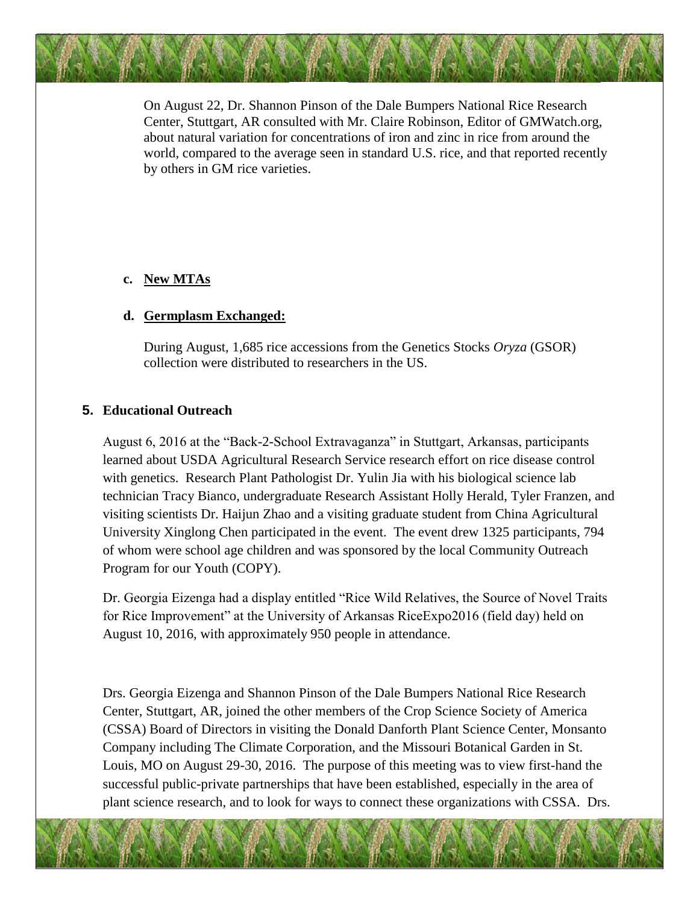On August 22, Dr. Shannon Pinson of the Dale Bumpers National Rice Research Center, Stuttgart, AR consulted with Mr. Claire Robinson, Editor of GMWatch.org, about natural variation for concentrations of iron and zinc in rice from around the world, compared to the average seen in standard U.S. rice, and that reported recently by others in GM rice varieties.

**c. New MTAs**

**d. Germplasm Exchanged:**

During August, 1,685 rice accessions from the Genetics Stocks *Oryza* (GSOR) collection were distributed to researchers in the US.

## 5. Educational Outreach

August 6, 2016 at the "Back-2-School Extravaganza" in Stuttgart, Arkansas, participants learned about USDA Agricultural Research Service research effort on rice disease control with genetics. Research Plant Pathologist Dr. Yulin Jia with his biological science lab technician Tracy Bianco, undergraduate Research Assistant Holly Herald, Tyler Franzen, and visiting scientists Dr. Haijun Zhao and a visiting graduate student from China Agricultural University Xinglong Chen participated in the event. The event drew 1325 participants, 794 of whom were school age children and was sponsored by the local Community Outreach Program for our Youth (COPY).

Dr. Georgia Eizenga had a display entitled "Rice Wild Relatives, the Source of Novel Traits for Rice Improvement" at the University of Arkansas RiceExpo2016 (field day) held on August 10, 2016, with approximately 950 people in attendance.

Drs. Georgia Eizenga and Shannon Pinson of the Dale Bumpers National Rice Research Center, Stuttgart, AR, joined the other members of the Crop Science Society of America (CSSA) Board of Directors in visiting the Donald Danforth Plant Science Center, Monsanto Company including The Climate Corporation, and the Missouri Botanical Garden in St. Louis, MO on August 29-30, 2016. The purpose of this meeting was to view first-hand the successful public-private partnerships that have been established, especially in the area of plant science research, and to look for ways to connect these organizations with CSSA. Drs.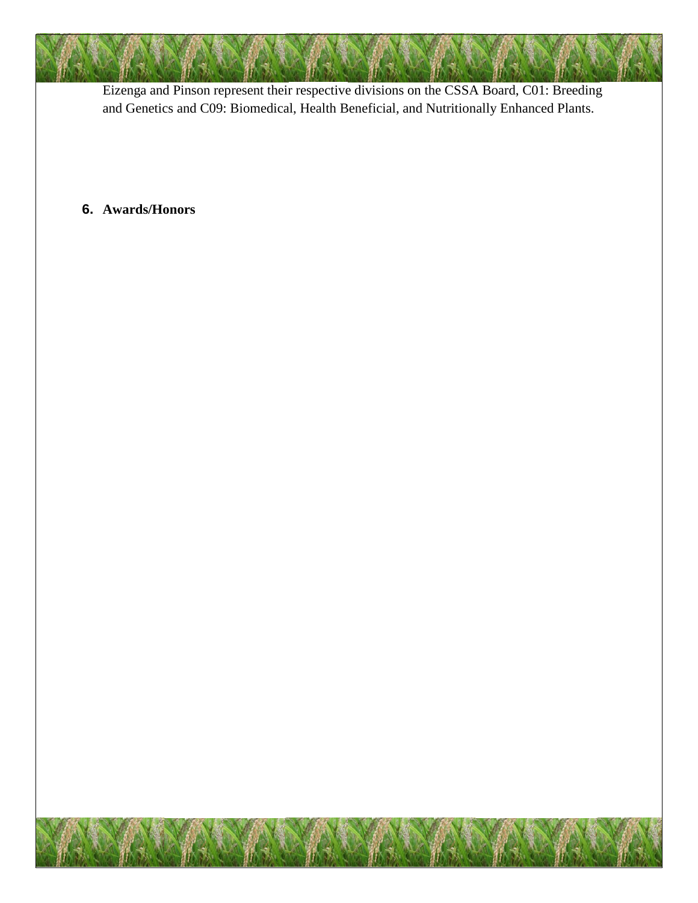Eizenga and Pinson represent their respective divisions on the CSSA Board, C01: Breeding and Genetics and C09: Biomedical, Health Beneficial, and Nutritionally Enhanced Plants.

6. **Awards/Honors**